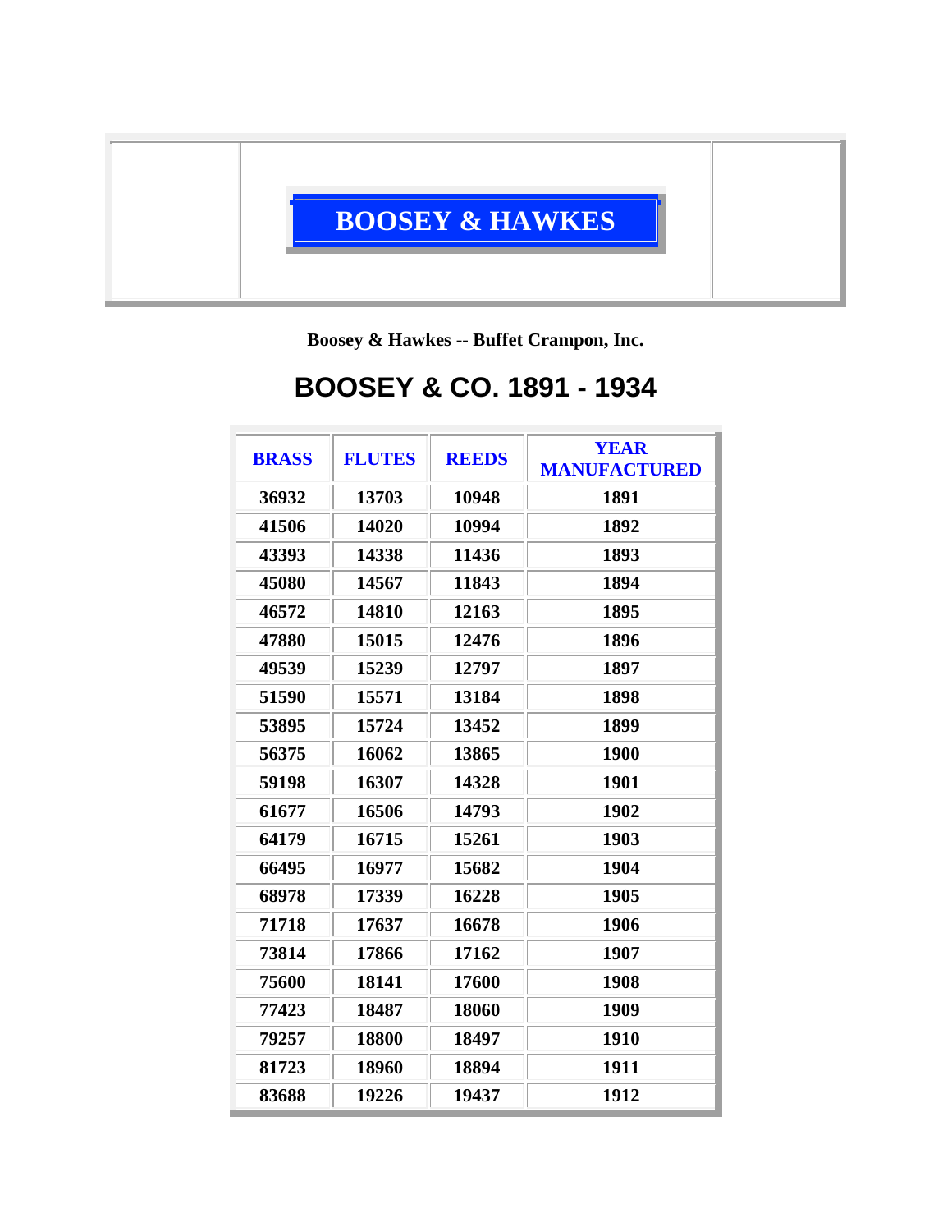# BOOSEY & HAWKES

**Boosey & Hawkes -- Buffet Crampon, Inc.**

## BOOSEY & CO. 1891 - 1934

| BRASS | FLUTES | REEDS | YEAR MANUFACTURED |
|---|---|---|---|
| 36932 | 13703 | 10948 | 1891 |
| 41506 | 14020 | 10994 | 1892 |
| 43393 | 14338 | 11436 | 1893 |
| 45080 | 14567 | 11843 | 1894 |
| 46572 | 14810 | 12163 | 1895 |
| 47880 | 15015 | 12476 | 1896 |
| 49539 | 15239 | 12797 | 1897 |
| 51590 | 15571 | 13184 | 1898 |
| 53895 | 15724 | 13452 | 1899 |
| 56375 | 16062 | 13865 | 1900 |
| 59198 | 16307 | 14328 | 1901 |
| 61677 | 16506 | 14793 | 1902 |
| 64179 | 16715 | 15261 | 1903 |
| 66495 | 16977 | 15682 | 1904 |
| 68978 | 17339 | 16228 | 1905 |
| 71718 | 17637 | 16678 | 1906 |
| 73814 | 17866 | 17162 | 1907 |
| 75600 | 18141 | 17600 | 1908 |
| 77423 | 18487 | 18060 | 1909 |
| 79257 | 18800 | 18497 | 1910 |
| 81723 | 18960 | 18894 | 1911 |
| 83688 | 19226 | 19437 | 1912 |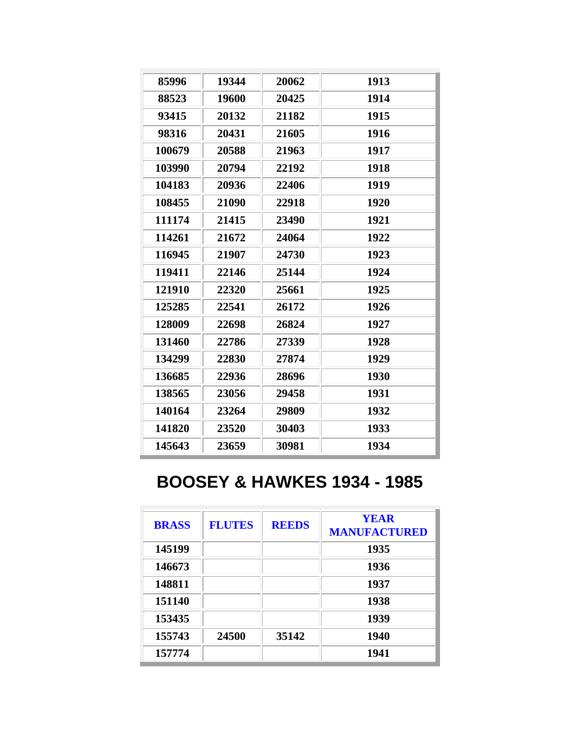| | | | |
|---|---|---|---|
| 85996 | 19344 | 20062 | 1913 |
| 88523 | 19600 | 20425 | 1914 |
| 93415 | 20132 | 21182 | 1915 |
| 98316 | 20431 | 21605 | 1916 |
| 100679 | 20588 | 21963 | 1917 |
| 103990 | 20794 | 22192 | 1918 |
| 104183 | 20936 | 22406 | 1919 |
| 108455 | 21090 | 22918 | 1920 |
| 111174 | 21415 | 23490 | 1921 |
| 114261 | 21672 | 24064 | 1922 |
| 116945 | 21907 | 24730 | 1923 |
| 119411 | 22146 | 25144 | 1924 |
| 121910 | 22320 | 25661 | 1925 |
| 125285 | 22541 | 26172 | 1926 |
| 128009 | 22698 | 26824 | 1927 |
| 131460 | 22786 | 27339 | 1928 |
| 134299 | 22830 | 27874 | 1929 |
| 136685 | 22936 | 28696 | 1930 |
| 138565 | 23056 | 29458 | 1931 |
| 140164 | 23264 | 29809 | 1932 |
| 141820 | 23520 | 30403 | 1933 |
| 145643 | 23659 | 30981 | 1934 |

## BOOSEY & HAWKES 1934 - 1985

| BRASS | FLUTES | REEDS | YEAR MANUFACTURED |
|---|---|---|---|
| 145199 | | | 1935 |
| 146673 | | | 1936 |
| 148811 | | | 1937 |
| 151140 | | | 1938 |
| 153435 | | | 1939 |
| 155743 | 24500 | 35142 | 1940 |
| 157774 | | | 1941 |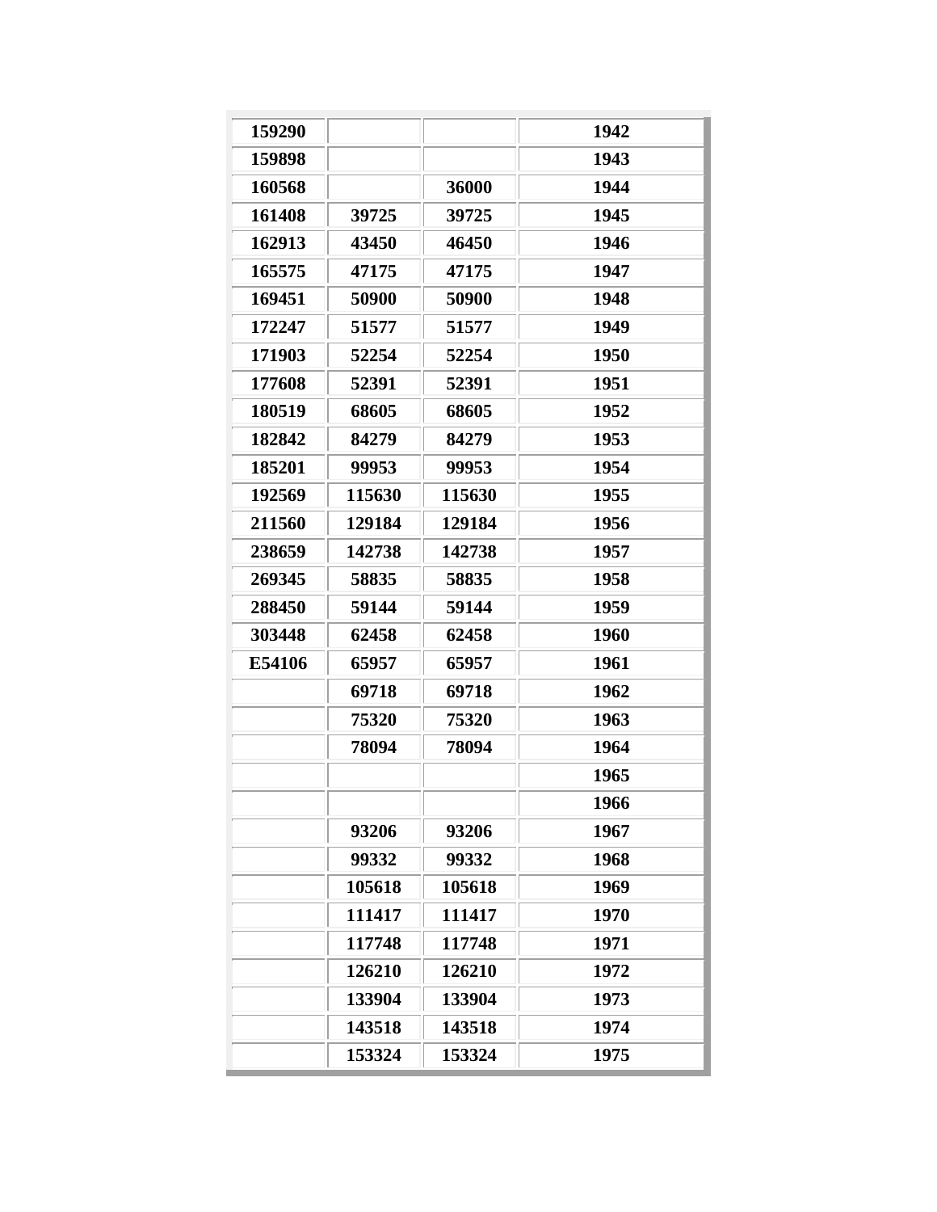| | | | |
|---|---|---|---|
| 159290 | | | 1942 |
| 159898 | | | 1943 |
| 160568 | | 36000 | 1944 |
| 161408 | 39725 | 39725 | 1945 |
| 162913 | 43450 | 46450 | 1946 |
| 165575 | 47175 | 47175 | 1947 |
| 169451 | 50900 | 50900 | 1948 |
| 172247 | 51577 | 51577 | 1949 |
| 171903 | 52254 | 52254 | 1950 |
| 177608 | 52391 | 52391 | 1951 |
| 180519 | 68605 | 68605 | 1952 |
| 182842 | 84279 | 84279 | 1953 |
| 185201 | 99953 | 99953 | 1954 |
| 192569 | 115630 | 115630 | 1955 |
| 211560 | 129184 | 129184 | 1956 |
| 238659 | 142738 | 142738 | 1957 |
| 269345 | 58835 | 58835 | 1958 |
| 288450 | 59144 | 59144 | 1959 |
| 303448 | 62458 | 62458 | 1960 |
| E54106 | 65957 | 65957 | 1961 |
| | 69718 | 69718 | 1962 |
| | 75320 | 75320 | 1963 |
| | 78094 | 78094 | 1964 |
| | | | 1965 |
| | | | 1966 |
| | 93206 | 93206 | 1967 |
| | 99332 | 99332 | 1968 |
| | 105618 | 105618 | 1969 |
| | 111417 | 111417 | 1970 |
| | 117748 | 117748 | 1971 |
| | 126210 | 126210 | 1972 |
| | 133904 | 133904 | 1973 |
| | 143518 | 143518 | 1974 |
| | 153324 | 153324 | 1975 |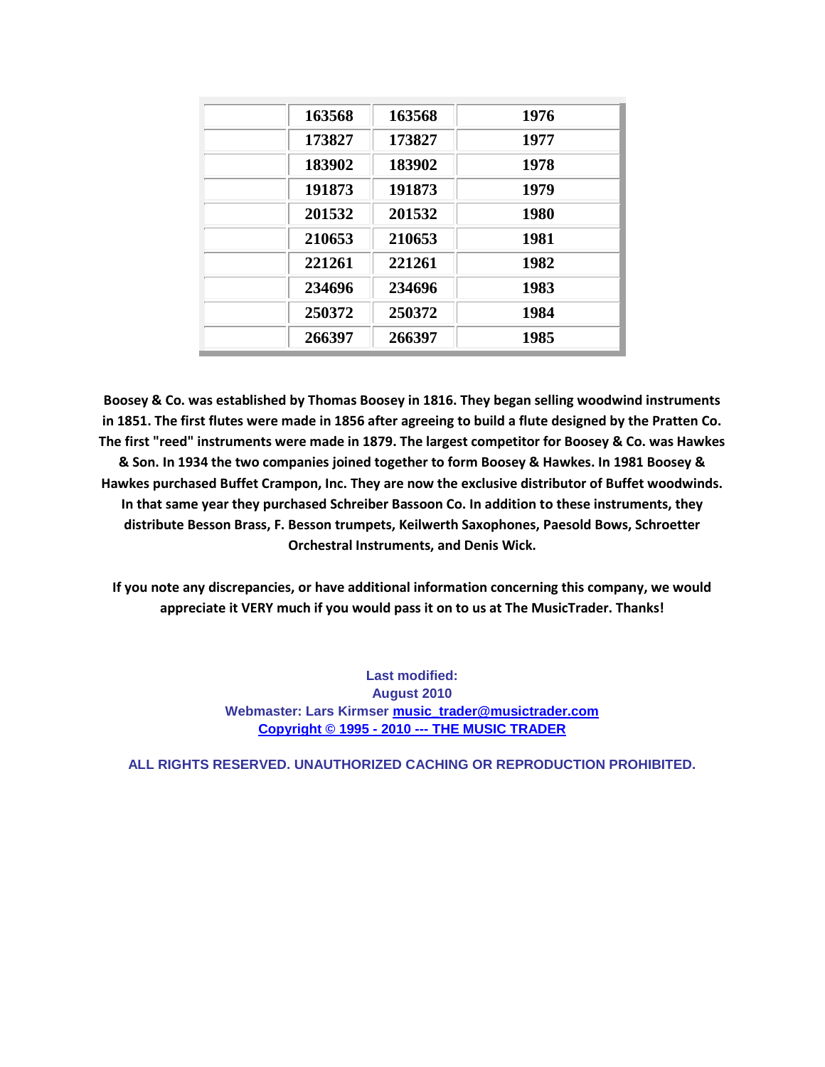| | | | |
|---|---|---|---|
| | 163568 | 163568 | 1976 |
| | 173827 | 173827 | 1977 |
| | 183902 | 183902 | 1978 |
| | 191873 | 191873 | 1979 |
| | 201532 | 201532 | 1980 |
| | 210653 | 210653 | 1981 |
| | 221261 | 221261 | 1982 |
| | 234696 | 234696 | 1983 |
| | 250372 | 250372 | 1984 |
| | 266397 | 266397 | 1985 |

**Boosey & Co. was established by Thomas Boosey in 1816. They began selling woodwind instruments in 1851. The first flutes were made in 1856 after agreeing to build a flute designed by the Pratten Co. The first "reed" instruments were made in 1879. The largest competitor for Boosey & Co. was Hawkes & Son. In 1934 the two companies joined together to form Boosey & Hawkes. In 1981 Boosey & Hawkes purchased Buffet Crampon, Inc. They are now the exclusive distributor of Buffet woodwinds. In that same year they purchased Schreiber Bassoon Co. In addition to these instruments, they distribute Besson Brass, F. Besson trumpets, Keilwerth Saxophones, Paesold Bows, Schroetter Orchestral Instruments, and Denis Wick.**

**If you note any discrepancies, or have additional information concerning this company, we would appreciate it VERY much if you would pass it on to us at The MusicTrader. Thanks!**

**Last modified:**
**August 2010**
**Webmaster: Lars Kirmser music_trader@musictrader.com**
**Copyright © 1995 - 2010 --- THE MUSIC TRADER**

**ALL RIGHTS RESERVED. UNAUTHORIZED CACHING OR REPRODUCTION PROHIBITED.**